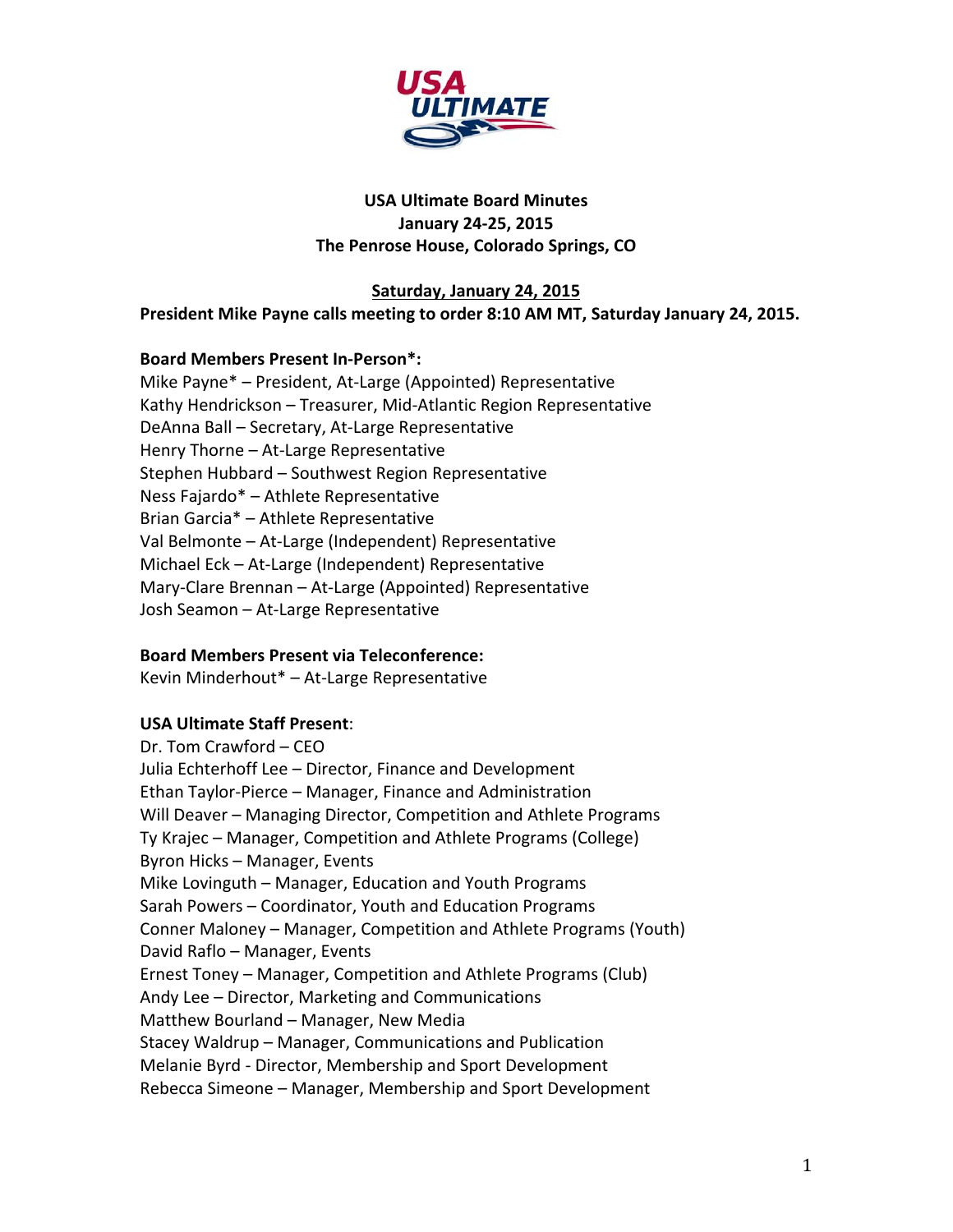# USA Ultimate Board Minutes
## January 24-25, 2015
## The Penrose House, Colorado Springs, CO

**Saturday, January 24, 2015**

**President Mike Payne calls meeting to order 8:10 AM MT, Saturday January 24, 2015.**

**Board Members Present In-Person*:**

Mike Payne* – President, At-Large (Appointed) Representative
Kathy Hendrickson – Treasurer, Mid-Atlantic Region Representative
DeAnna Ball – Secretary, At-Large Representative
Henry Thorne – At-Large Representative
Stephen Hubbard – Southwest Region Representative
Ness Fajardo* – Athlete Representative
Brian Garcia* – Athlete Representative
Val Belmonte – At-Large (Independent) Representative
Michael Eck – At-Large (Independent) Representative
Mary-Clare Brennan – At-Large (Appointed) Representative
Josh Seamon – At-Large Representative

**Board Members Present via Teleconference:**

Kevin Minderhout* – At-Large Representative

**USA Ultimate Staff Present**:

Dr. Tom Crawford – CEO
Julia Echterhoff Lee – Director, Finance and Development
Ethan Taylor-Pierce – Manager, Finance and Administration
Will Deaver – Managing Director, Competition and Athlete Programs
Ty Krajec – Manager, Competition and Athlete Programs (College)
Byron Hicks – Manager, Events
Mike Lovinguth – Manager, Education and Youth Programs
Sarah Powers – Coordinator, Youth and Education Programs
Conner Maloney – Manager, Competition and Athlete Programs (Youth)
David Raflo – Manager, Events
Ernest Toney – Manager, Competition and Athlete Programs (Club)
Andy Lee – Director, Marketing and Communications
Matthew Bourland – Manager, New Media
Stacey Waldrup – Manager, Communications and Publication
Melanie Byrd - Director, Membership and Sport Development
Rebecca Simeone – Manager, Membership and Sport Development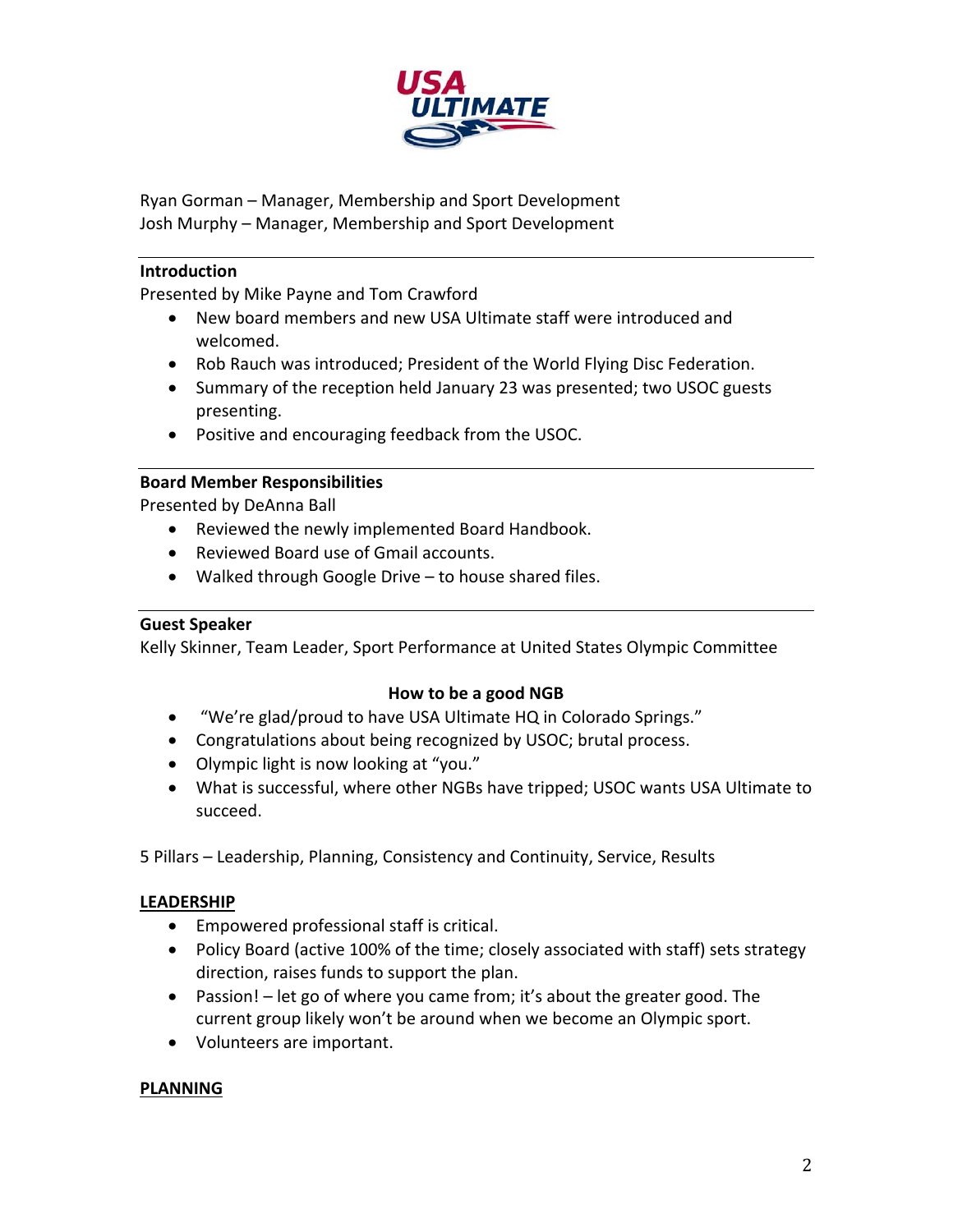Ryan Gorman – Manager, Membership and Sport Development
Josh Murphy – Manager, Membership and Sport Development

---

**Introduction**

Presented by Mike Payne and Tom Crawford

- New board members and new USA Ultimate staff were introduced and welcomed.
- Rob Rauch was introduced; President of the World Flying Disc Federation.
- Summary of the reception held January 23 was presented; two USOC guests presenting.
- Positive and encouraging feedback from the USOC.

---

**Board Member Responsibilities**

Presented by DeAnna Ball

- Reviewed the newly implemented Board Handbook.
- Reviewed Board use of Gmail accounts.
- Walked through Google Drive – to house shared files.

---

**Guest Speaker**

Kelly Skinner, Team Leader, Sport Performance at United States Olympic Committee

**How to be a good NGB**

- "We're glad/proud to have USA Ultimate HQ in Colorado Springs."
- Congratulations about being recognized by USOC; brutal process.
- Olympic light is now looking at "you."
- What is successful, where other NGBs have tripped; USOC wants USA Ultimate to succeed.

5 Pillars – Leadership, Planning, Consistency and Continuity, Service, Results

**<u>LEADERSHIP</u>**

- Empowered professional staff is critical.
- Policy Board (active 100% of the time; closely associated with staff) sets strategy direction, raises funds to support the plan.
- Passion! – let go of where you came from; it's about the greater good. The current group likely won't be around when we become an Olympic sport.
- Volunteers are important.

**<u>PLANNING</u>**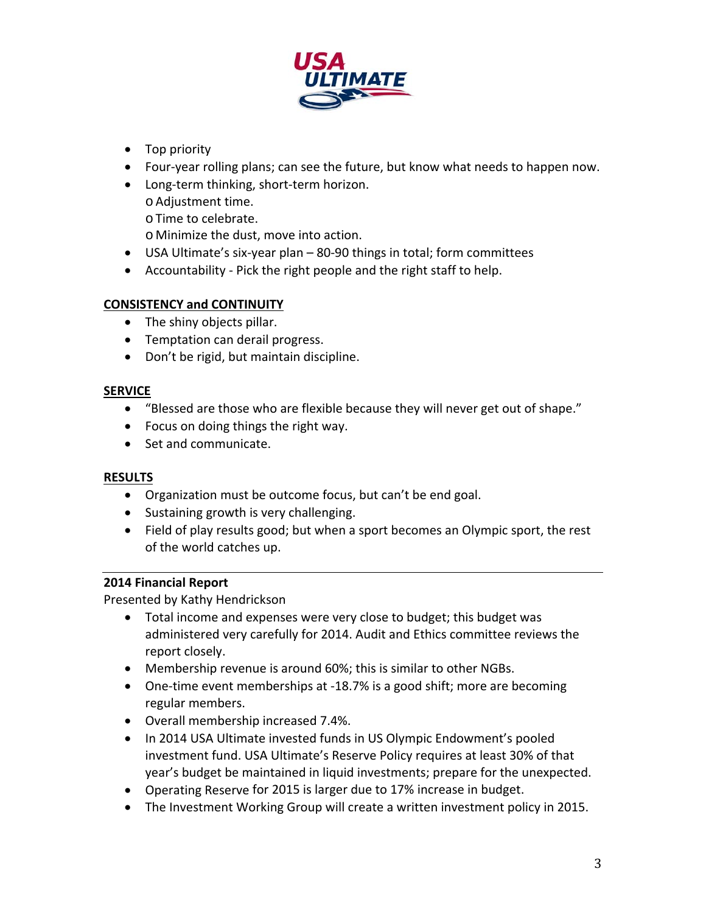- Top priority
- Four-year rolling plans; can see the future, but know what needs to happen now.
- Long-term thinking, short-term horizon.
  - Adjustment time.
  - Time to celebrate.
  - Minimize the dust, move into action.
- USA Ultimate's six-year plan – 80-90 things in total; form committees
- Accountability - Pick the right people and the right staff to help.

**CONSISTENCY and CONTINUITY**

- The shiny objects pillar.
- Temptation can derail progress.
- Don't be rigid, but maintain discipline.

**SERVICE**

- "Blessed are those who are flexible because they will never get out of shape."
- Focus on doing things the right way.
- Set and communicate.

**RESULTS**

- Organization must be outcome focus, but can't be end goal.
- Sustaining growth is very challenging.
- Field of play results good; but when a sport becomes an Olympic sport, the rest of the world catches up.

---

**2014 Financial Report**

Presented by Kathy Hendrickson

- Total income and expenses were very close to budget; this budget was administered very carefully for 2014. Audit and Ethics committee reviews the report closely.
- Membership revenue is around 60%; this is similar to other NGBs.
- One-time event memberships at -18.7% is a good shift; more are becoming regular members.
- Overall membership increased 7.4%.
- In 2014 USA Ultimate invested funds in US Olympic Endowment's pooled investment fund. USA Ultimate's Reserve Policy requires at least 30% of that year's budget be maintained in liquid investments; prepare for the unexpected.
- Operating Reserve for 2015 is larger due to 17% increase in budget.
- The Investment Working Group will create a written investment policy in 2015.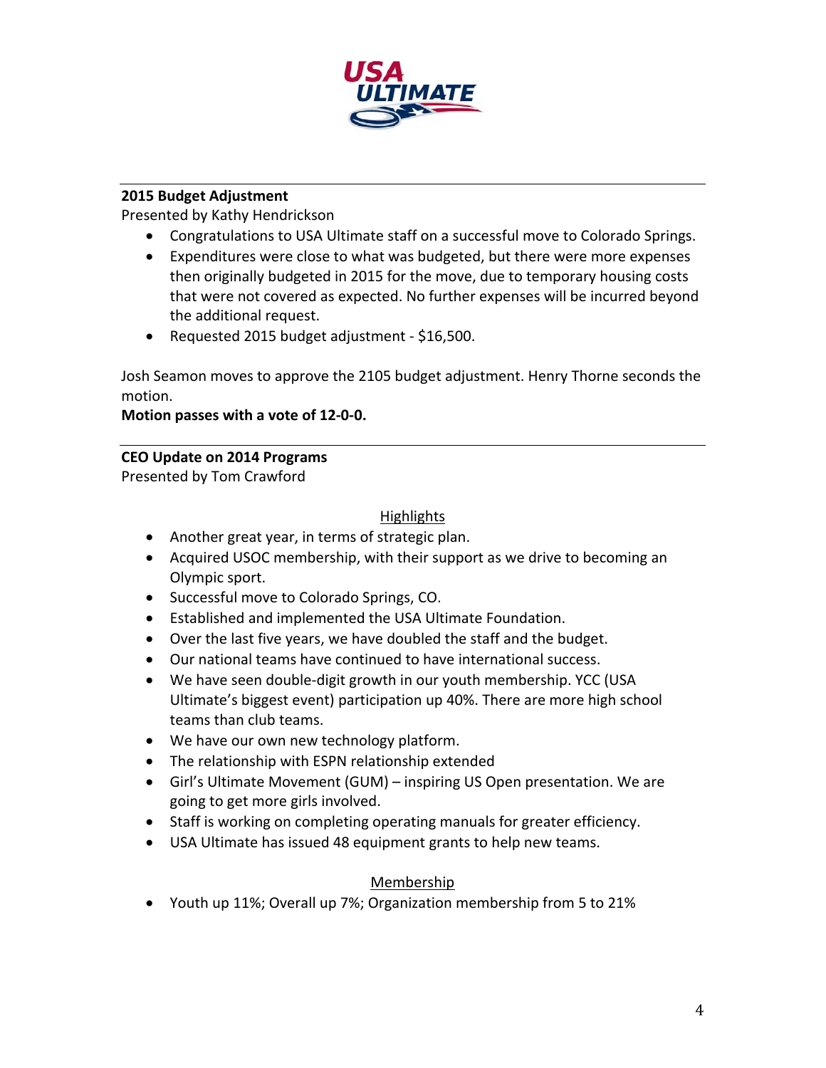**2015 Budget Adjustment**

Presented by Kathy Hendrickson

- Congratulations to USA Ultimate staff on a successful move to Colorado Springs.
- Expenditures were close to what was budgeted, but there were more expenses then originally budgeted in 2015 for the move, due to temporary housing costs that were not covered as expected. No further expenses will be incurred beyond the additional request.
- Requested 2015 budget adjustment - $16,500.

Josh Seamon moves to approve the 2105 budget adjustment. Henry Thorne seconds the motion.

**Motion passes with a vote of 12-0-0.**

---

**CEO Update on 2014 Programs**

Presented by Tom Crawford

Highlights

- Another great year, in terms of strategic plan.
- Acquired USOC membership, with their support as we drive to becoming an Olympic sport.
- Successful move to Colorado Springs, CO.
- Established and implemented the USA Ultimate Foundation.
- Over the last five years, we have doubled the staff and the budget.
- Our national teams have continued to have international success.
- We have seen double-digit growth in our youth membership. YCC (USA Ultimate's biggest event) participation up 40%. There are more high school teams than club teams.
- We have our own new technology platform.
- The relationship with ESPN relationship extended
- Girl's Ultimate Movement (GUM) – inspiring US Open presentation. We are going to get more girls involved.
- Staff is working on completing operating manuals for greater efficiency.
- USA Ultimate has issued 48 equipment grants to help new teams.

Membership

- Youth up 11%; Overall up 7%; Organization membership from 5 to 21%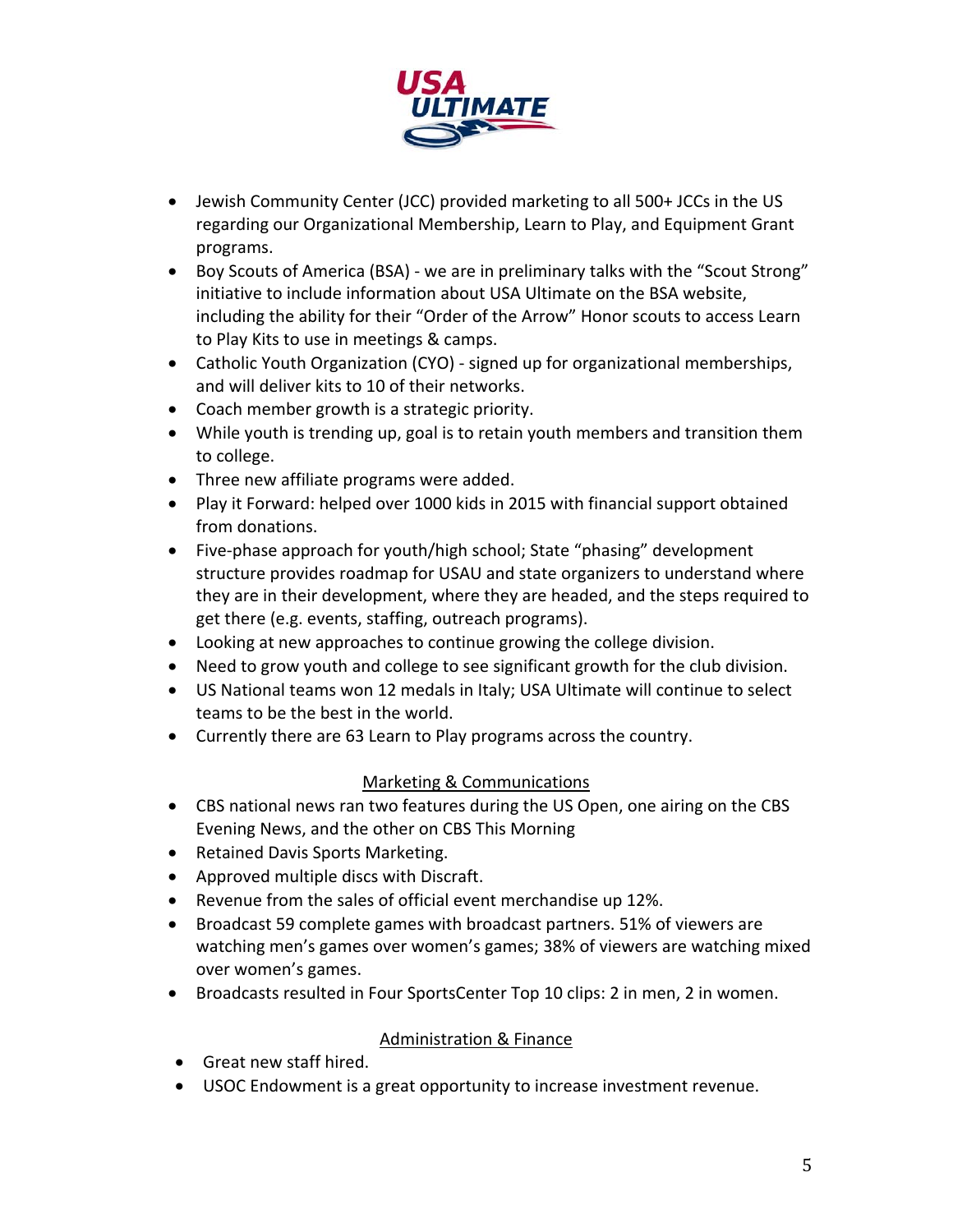- Jewish Community Center (JCC) provided marketing to all 500+ JCCs in the US regarding our Organizational Membership, Learn to Play, and Equipment Grant programs.
- Boy Scouts of America (BSA) - we are in preliminary talks with the "Scout Strong" initiative to include information about USA Ultimate on the BSA website, including the ability for their "Order of the Arrow" Honor scouts to access Learn to Play Kits to use in meetings & camps.
- Catholic Youth Organization (CYO) - signed up for organizational memberships, and will deliver kits to 10 of their networks.
- Coach member growth is a strategic priority.
- While youth is trending up, goal is to retain youth members and transition them to college.
- Three new affiliate programs were added.
- Play it Forward: helped over 1000 kids in 2015 with financial support obtained from donations.
- Five-phase approach for youth/high school; State "phasing" development structure provides roadmap for USAU and state organizers to understand where they are in their development, where they are headed, and the steps required to get there (e.g. events, staffing, outreach programs).
- Looking at new approaches to continue growing the college division.
- Need to grow youth and college to see significant growth for the club division.
- US National teams won 12 medals in Italy; USA Ultimate will continue to select teams to be the best in the world.
- Currently there are 63 Learn to Play programs across the country.

## Marketing & Communications

- CBS national news ran two features during the US Open, one airing on the CBS Evening News, and the other on CBS This Morning
- Retained Davis Sports Marketing.
- Approved multiple discs with Discraft.
- Revenue from the sales of official event merchandise up 12%.
- Broadcast 59 complete games with broadcast partners. 51% of viewers are watching men's games over women's games; 38% of viewers are watching mixed over women's games.
- Broadcasts resulted in Four SportsCenter Top 10 clips: 2 in men, 2 in women.

## Administration & Finance

- Great new staff hired.
- USOC Endowment is a great opportunity to increase investment revenue.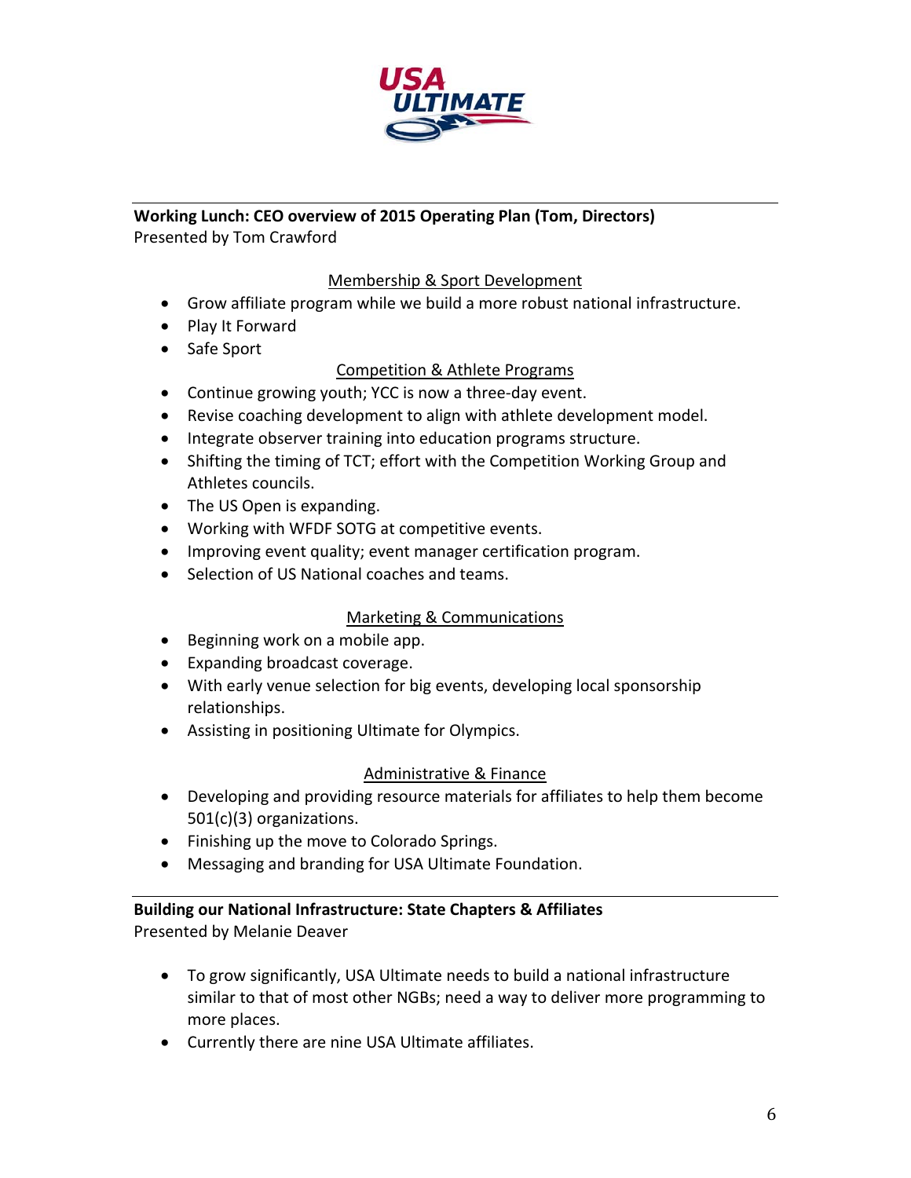**Working Lunch: CEO overview of 2015 Operating Plan (Tom, Directors)**
Presented by Tom Crawford

Membership & Sport Development

- Grow affiliate program while we build a more robust national infrastructure.
- Play It Forward
- Safe Sport

Competition & Athlete Programs

- Continue growing youth; YCC is now a three-day event.
- Revise coaching development to align with athlete development model.
- Integrate observer training into education programs structure.
- Shifting the timing of TCT; effort with the Competition Working Group and Athletes councils.
- The US Open is expanding.
- Working with WFDF SOTG at competitive events.
- Improving event quality; event manager certification program.
- Selection of US National coaches and teams.

Marketing & Communications

- Beginning work on a mobile app.
- Expanding broadcast coverage.
- With early venue selection for big events, developing local sponsorship relationships.
- Assisting in positioning Ultimate for Olympics.

Administrative & Finance

- Developing and providing resource materials for affiliates to help them become 501(c)(3) organizations.
- Finishing up the move to Colorado Springs.
- Messaging and branding for USA Ultimate Foundation.

**Building our National Infrastructure: State Chapters & Affiliates**
Presented by Melanie Deaver

- To grow significantly, USA Ultimate needs to build a national infrastructure similar to that of most other NGBs; need a way to deliver more programming to more places.
- Currently there are nine USA Ultimate affiliates.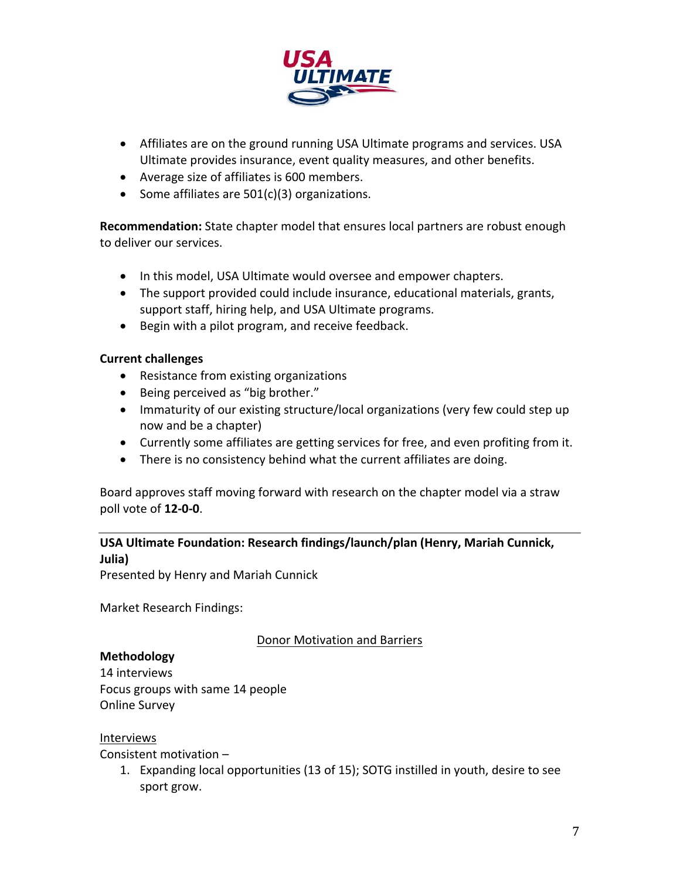- Affiliates are on the ground running USA Ultimate programs and services. USA Ultimate provides insurance, event quality measures, and other benefits.
- Average size of affiliates is 600 members.
- Some affiliates are 501(c)(3) organizations.

**Recommendation:** State chapter model that ensures local partners are robust enough to deliver our services.

- In this model, USA Ultimate would oversee and empower chapters.
- The support provided could include insurance, educational materials, grants, support staff, hiring help, and USA Ultimate programs.
- Begin with a pilot program, and receive feedback.

**Current challenges**

- Resistance from existing organizations
- Being perceived as "big brother."
- Immaturity of our existing structure/local organizations (very few could step up now and be a chapter)
- Currently some affiliates are getting services for free, and even profiting from it.
- There is no consistency behind what the current affiliates are doing.

Board approves staff moving forward with research on the chapter model via a straw poll vote of **12-0-0**.

---

**USA Ultimate Foundation: Research findings/launch/plan (Henry, Mariah Cunnick, Julia)**

Presented by Henry and Mariah Cunnick

Market Research Findings:

<u>Donor Motivation and Barriers</u>

**Methodology**

14 interviews
Focus groups with same 14 people
Online Survey

<u>Interviews</u>

Consistent motivation –

1. Expanding local opportunities (13 of 15); SOTG instilled in youth, desire to see sport grow.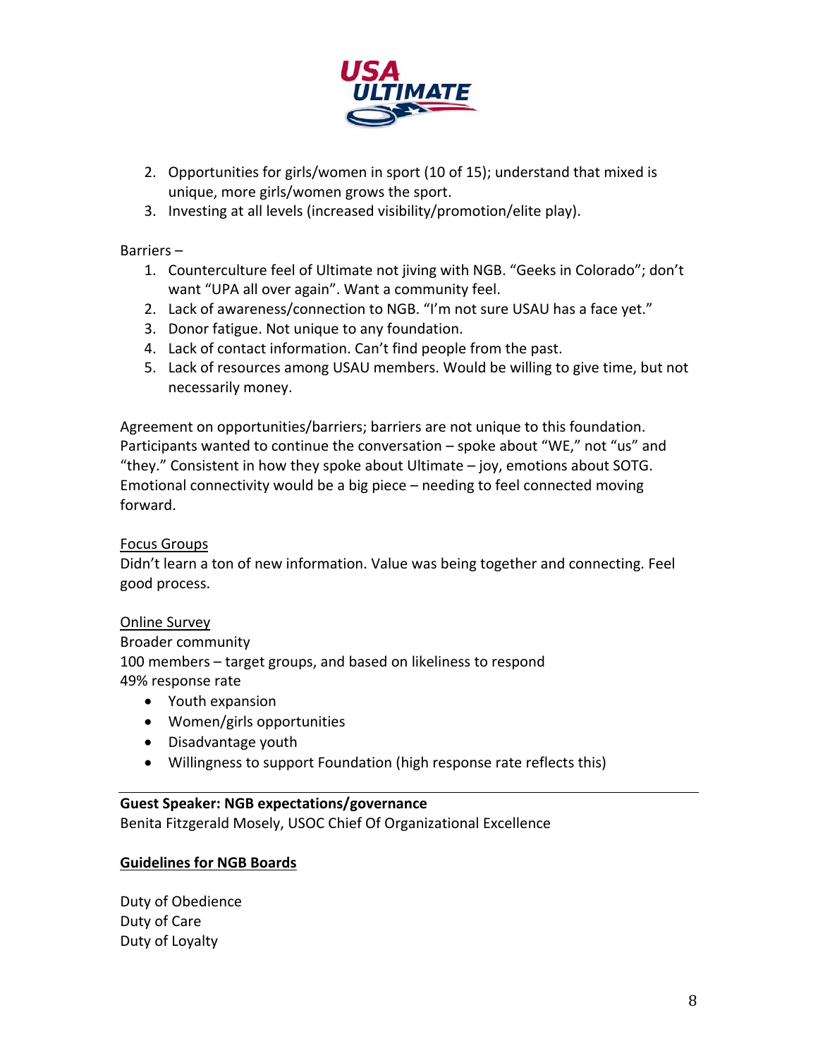2. Opportunities for girls/women in sport (10 of 15); understand that mixed is unique, more girls/women grows the sport.
3. Investing at all levels (increased visibility/promotion/elite play).

Barriers –

1. Counterculture feel of Ultimate not jiving with NGB. "Geeks in Colorado"; don't want "UPA all over again". Want a community feel.
2. Lack of awareness/connection to NGB. "I'm not sure USAU has a face yet."
3. Donor fatigue. Not unique to any foundation.
4. Lack of contact information. Can't find people from the past.
5. Lack of resources among USAU members. Would be willing to give time, but not necessarily money.

Agreement on opportunities/barriers; barriers are not unique to this foundation. Participants wanted to continue the conversation – spoke about "WE," not "us" and "they." Consistent in how they spoke about Ultimate – joy, emotions about SOTG. Emotional connectivity would be a big piece – needing to feel connected moving forward.

<u>Focus Groups</u>

Didn't learn a ton of new information. Value was being together and connecting. Feel good process.

<u>Online Survey</u>

Broader community
100 members – target groups, and based on likeliness to respond
49% response rate

- Youth expansion
- Women/girls opportunities
- Disadvantage youth
- Willingness to support Foundation (high response rate reflects this)

---

**Guest Speaker: NGB expectations/governance**

Benita Fitzgerald Mosely, USOC Chief Of Organizational Excellence

**<u>Guidelines for NGB Boards</u>**

Duty of Obedience
Duty of Care
Duty of Loyalty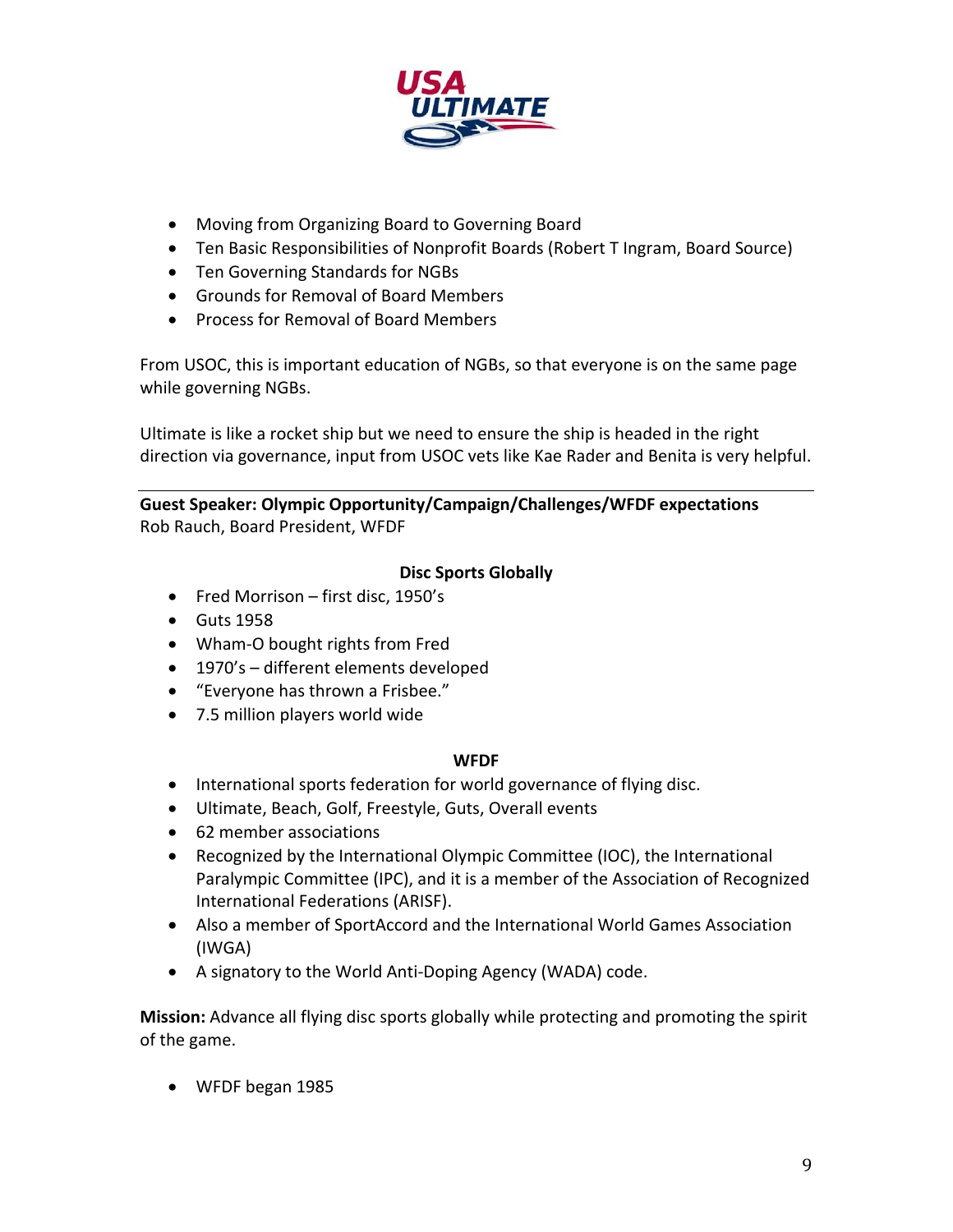- Moving from Organizing Board to Governing Board
- Ten Basic Responsibilities of Nonprofit Boards (Robert T Ingram, Board Source)
- Ten Governing Standards for NGBs
- Grounds for Removal of Board Members
- Process for Removal of Board Members

From USOC, this is important education of NGBs, so that everyone is on the same page while governing NGBs.

Ultimate is like a rocket ship but we need to ensure the ship is headed in the right direction via governance, input from USOC vets like Kae Rader and Benita is very helpful.

---

**Guest Speaker: Olympic Opportunity/Campaign/Challenges/WFDF expectations**
Rob Rauch, Board President, WFDF

**Disc Sports Globally**

- Fred Morrison – first disc, 1950's
- Guts 1958
- Wham-O bought rights from Fred
- 1970's – different elements developed
- "Everyone has thrown a Frisbee."
- 7.5 million players world wide

**WFDF**

- International sports federation for world governance of flying disc.
- Ultimate, Beach, Golf, Freestyle, Guts, Overall events
- 62 member associations
- Recognized by the International Olympic Committee (IOC), the International Paralympic Committee (IPC), and it is a member of the Association of Recognized International Federations (ARISF).
- Also a member of SportAccord and the International World Games Association (IWGA)
- A signatory to the World Anti-Doping Agency (WADA) code.

**Mission:** Advance all flying disc sports globally while protecting and promoting the spirit of the game.

- WFDF began 1985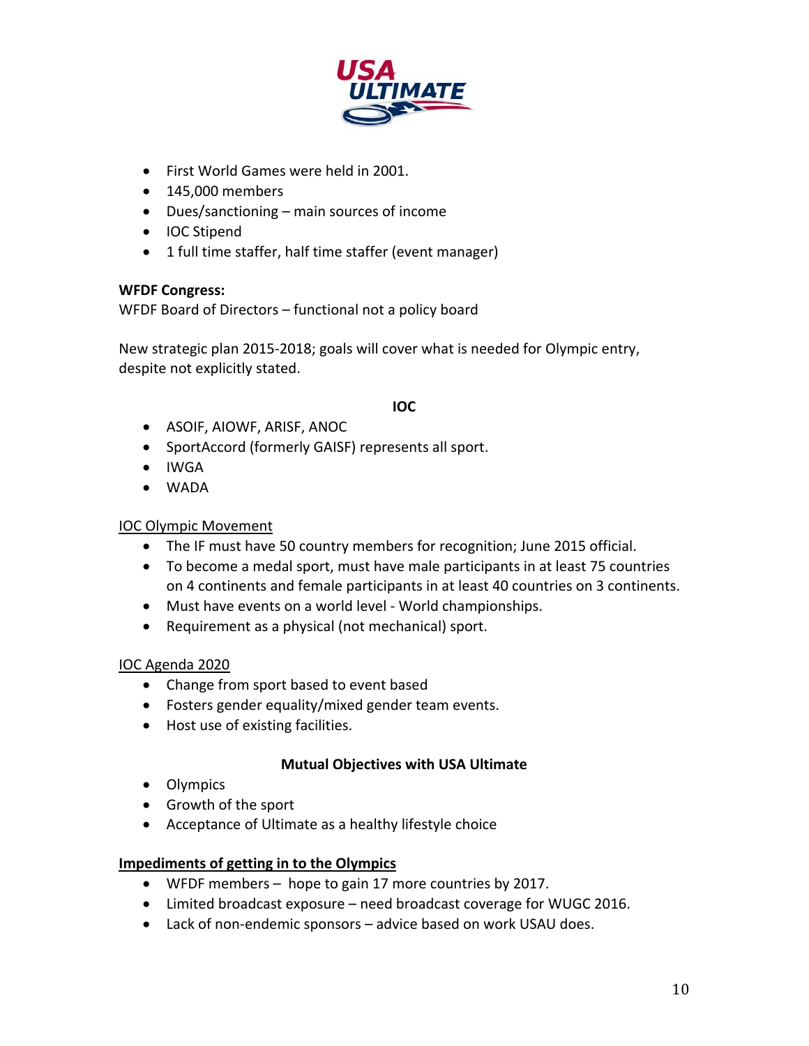- First World Games were held in 2001.
- 145,000 members
- Dues/sanctioning – main sources of income
- IOC Stipend
- 1 full time staffer, half time staffer (event manager)

**WFDF Congress:**
WFDF Board of Directors – functional not a policy board

New strategic plan 2015-2018; goals will cover what is needed for Olympic entry, despite not explicitly stated.

**IOC**

- ASOIF, AIOWF, ARISF, ANOC
- SportAccord (formerly GAISF) represents all sport.
- IWGA
- WADA

IOC Olympic Movement

- The IF must have 50 country members for recognition; June 2015 official.
- To become a medal sport, must have male participants in at least 75 countries on 4 continents and female participants in at least 40 countries on 3 continents.
- Must have events on a world level - World championships.
- Requirement as a physical (not mechanical) sport.

IOC Agenda 2020

- Change from sport based to event based
- Fosters gender equality/mixed gender team events.
- Host use of existing facilities.

**Mutual Objectives with USA Ultimate**

- Olympics
- Growth of the sport
- Acceptance of Ultimate as a healthy lifestyle choice

**Impediments of getting in to the Olympics**

- WFDF members – hope to gain 17 more countries by 2017.
- Limited broadcast exposure – need broadcast coverage for WUGC 2016.
- Lack of non-endemic sponsors – advice based on work USAU does.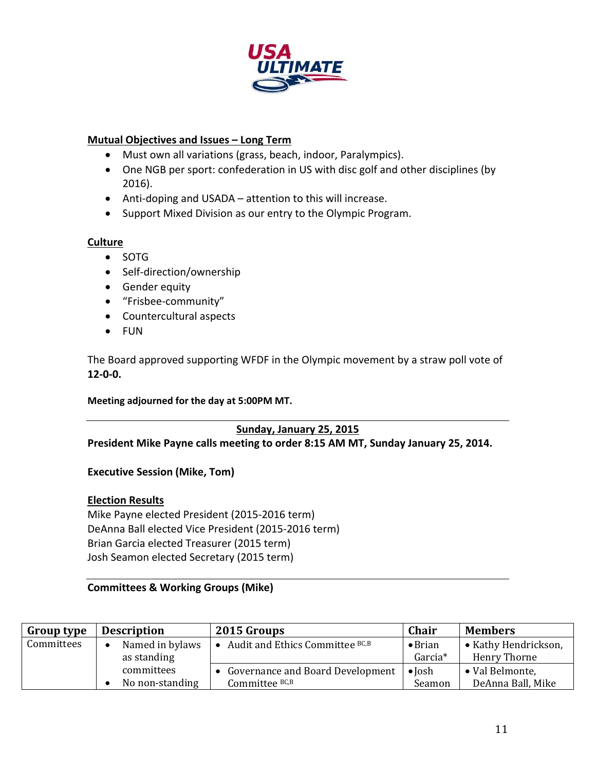**Mutual Objectives and Issues – Long Term**

- Must own all variations (grass, beach, indoor, Paralympics).
- One NGB per sport: confederation in US with disc golf and other disciplines (by 2016).
- Anti-doping and USADA – attention to this will increase.
- Support Mixed Division as our entry to the Olympic Program.

**Culture**

- SOTG
- Self-direction/ownership
- Gender equity
- "Frisbee-community"
- Countercultural aspects
- FUN

The Board approved supporting WFDF in the Olympic movement by a straw poll vote of **12-0-0.**

**Meeting adjourned for the day at 5:00PM MT.**

---

**Sunday, January 25, 2015**

**President Mike Payne calls meeting to order 8:15 AM MT, Sunday January 25, 2014.**

**Executive Session (Mike, Tom)**

**Election Results**

Mike Payne elected President (2015-2016 term)
DeAnna Ball elected Vice President (2015-2016 term)
Brian Garcia elected Treasurer (2015 term)
Josh Seamon elected Secretary (2015 term)

---

**Committees & Working Groups (Mike)**

| Group type | Description | 2015 Groups | Chair | Members |
|---|---|---|---|---|
| Committees | • Named in bylaws as standing committees<br>• No non-standing | • Audit and Ethics Committee [BC,B] | • Brian Garcia* | • Kathy Hendrickson, Henry Thorne |
| | | • Governance and Board Development Committee [BC,B] | • Josh Seamon | • Val Belmonte, DeAnna Ball, Mike |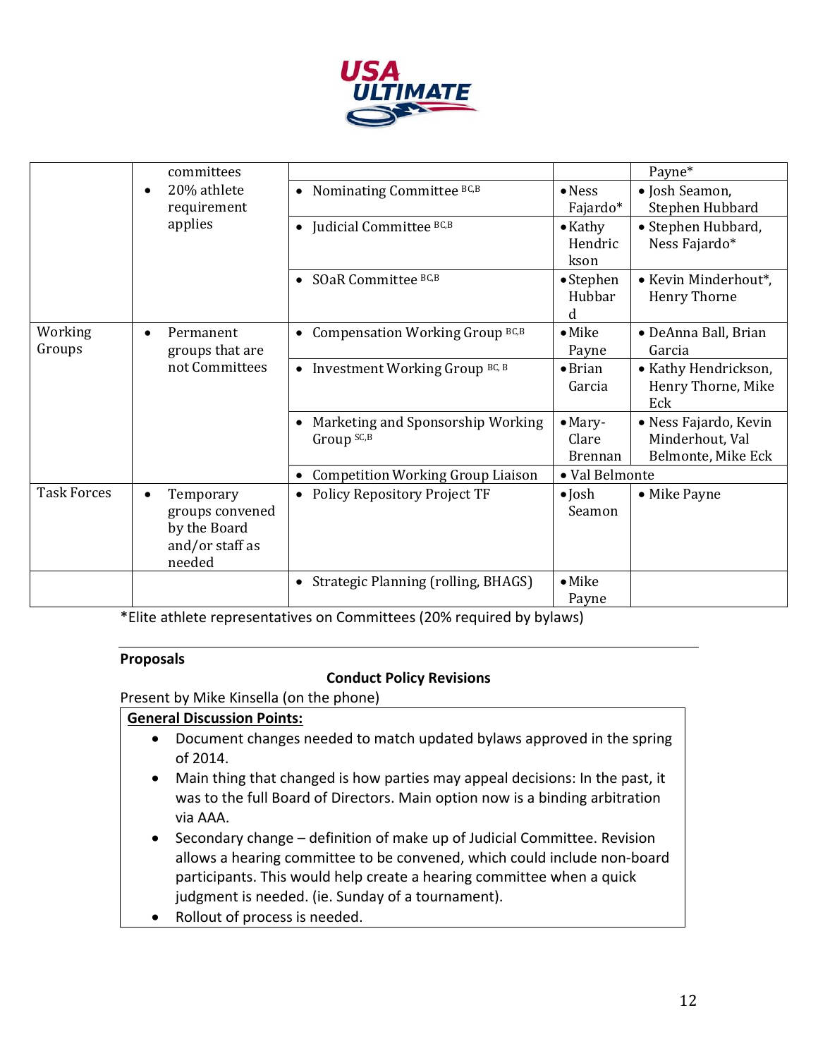| | | | | |
|---|---|---|---|---|
| | committees<br>• 20% athlete requirement applies | | | Payne* |
| | | • Nominating Committee [BC,B] | • Ness Fajardo* | • Josh Seamon, Stephen Hubbard |
| | | • Judicial Committee [BC,B] | • Kathy Hendrickson | • Stephen Hubbard, Ness Fajardo* |
| | | • SOaR Committee [BC,B] | • Stephen Hubbard | • Kevin Minderhout*, Henry Thorne |
| Working Groups | • Permanent groups that are not Committees | • Compensation Working Group [BC,B] | • Mike Payne | • DeAnna Ball, Brian Garcia |
| | | • Investment Working Group [BC, B] | • Brian Garcia | • Kathy Hendrickson, Henry Thorne, Mike Eck |
| | | • Marketing and Sponsorship Working Group [SC,B] | • Mary-Clare Brennan | • Ness Fajardo, Kevin Minderhout, Val Belmonte, Mike Eck |
| | | • Competition Working Group Liaison | • Val Belmonte | |
| Task Forces | • Temporary groups convened by the Board and/or staff as needed | • Policy Repository Project TF | • Josh Seamon | • Mike Payne |
| | | • Strategic Planning (rolling, BHAGS) | • Mike Payne | |

*Elite athlete representatives on Committees (20% required by bylaws)

**Proposals**

**Conduct Policy Revisions**

Present by Mike Kinsella (on the phone)

**General Discussion Points:**

- Document changes needed to match updated bylaws approved in the spring of 2014.
- Main thing that changed is how parties may appeal decisions: In the past, it was to the full Board of Directors. Main option now is a binding arbitration via AAA.
- Secondary change – definition of make up of Judicial Committee. Revision allows a hearing committee to be convened, which could include non-board participants. This would help create a hearing committee when a quick judgment is needed. (ie. Sunday of a tournament).
- Rollout of process is needed.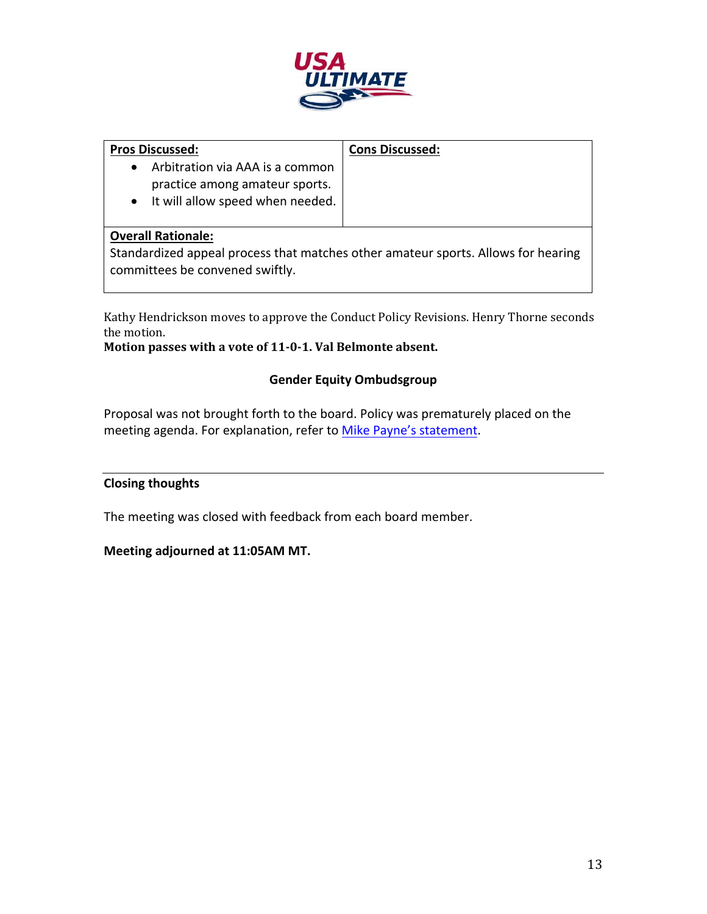| Pros Discussed: | Cons Discussed: |
|---|---|
| • Arbitration via AAA is a common practice among amateur sports.<br>• It will allow speed when needed. | |
| **Overall Rationale:**<br>Standardized appeal process that matches other amateur sports. Allows for hearing committees be convened swiftly. | |

Kathy Hendrickson moves to approve the Conduct Policy Revisions. Henry Thorne seconds the motion.

**Motion passes with a vote of 11-0-1. Val Belmonte absent.**

### Gender Equity Ombudsgroup

Proposal was not brought forth to the board. Policy was prematurely placed on the meeting agenda. For explanation, refer to Mike Payne's statement.

---

**Closing thoughts**

The meeting was closed with feedback from each board member.

**Meeting adjourned at 11:05AM MT.**